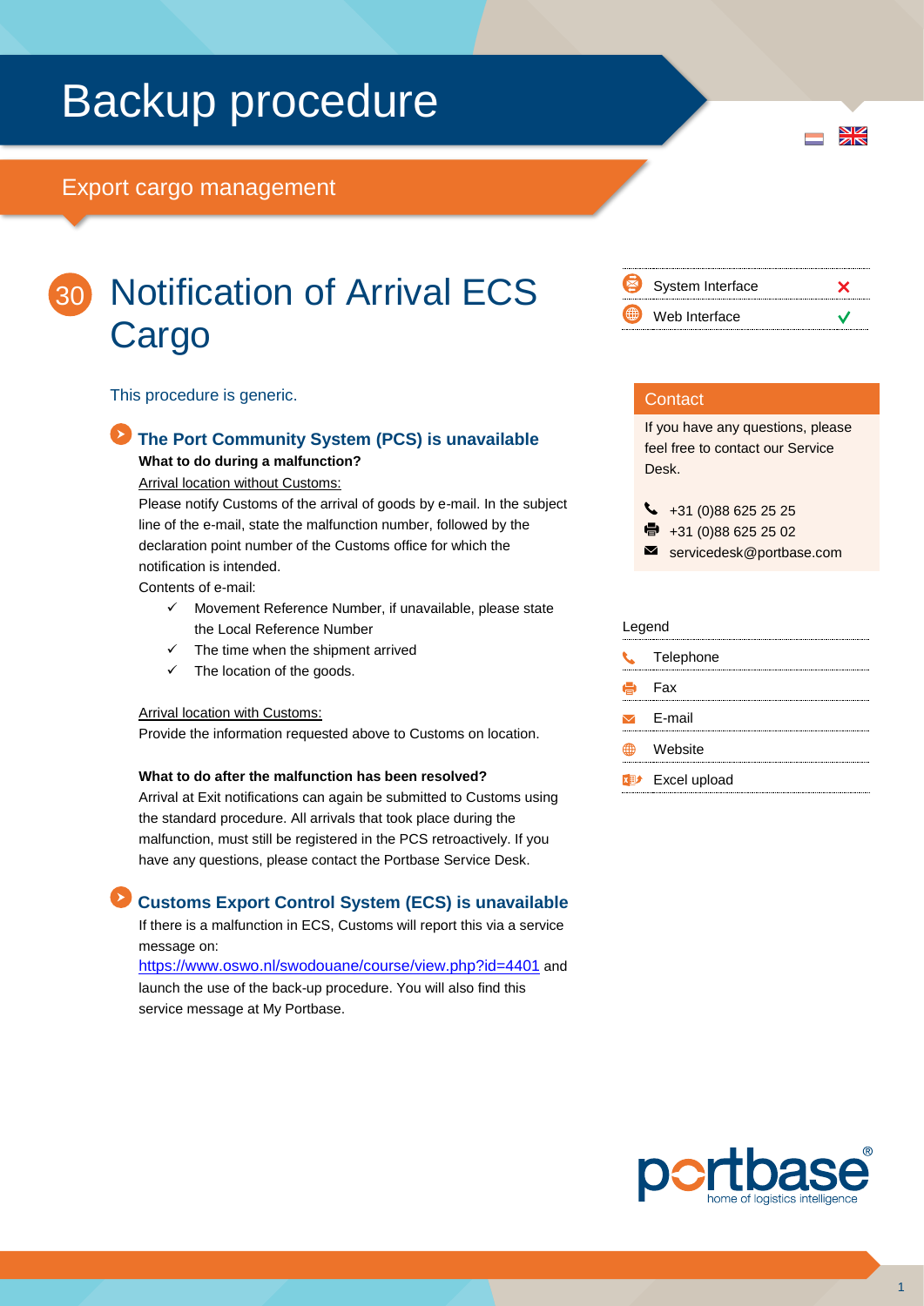# Backup procedure

## Export cargo management

# 30 Notification of Arrival ECS Cargo

| | |
|---|---|
| System Interface | ✗ |
| Web Interface | ✓ |

This procedure is generic.

### The Port Community System (PCS) is unavailable

**What to do during a malfunction?**

Arrival location without Customs:

Please notify Customs of the arrival of goods by e-mail. In the subject line of the e-mail, state the malfunction number, followed by the declaration point number of the Customs office for which the notification is intended.

Contents of e-mail:

- ✓ Movement Reference Number, if unavailable, please state the Local Reference Number
- ✓ The time when the shipment arrived
- ✓ The location of the goods.

Arrival location with Customs:

Provide the information requested above to Customs on location.

**What to do after the malfunction has been resolved?**

Arrival at Exit notifications can again be submitted to Customs using the standard procedure. All arrivals that took place during the malfunction, must still be registered in the PCS retroactively. If you have any questions, please contact the Portbase Service Desk.

### Customs Export Control System (ECS) is unavailable

If there is a malfunction in ECS, Customs will report this via a service message on:
https://www.oswo.nl/swodouane/course/view.php?id=4401 and launch the use of the back-up procedure. You will also find this service message at My Portbase.

**Contact**

If you have any questions, please feel free to contact our Service Desk.

- Telephone: +31 (0)88 625 25 25
- Fax: +31 (0)88 625 25 02
- E-mail: servicedesk@portbase.com

**Legend**

- Telephone
- Fax
- E-mail
- Website
- Excel upload

portbase home of logistics intelligence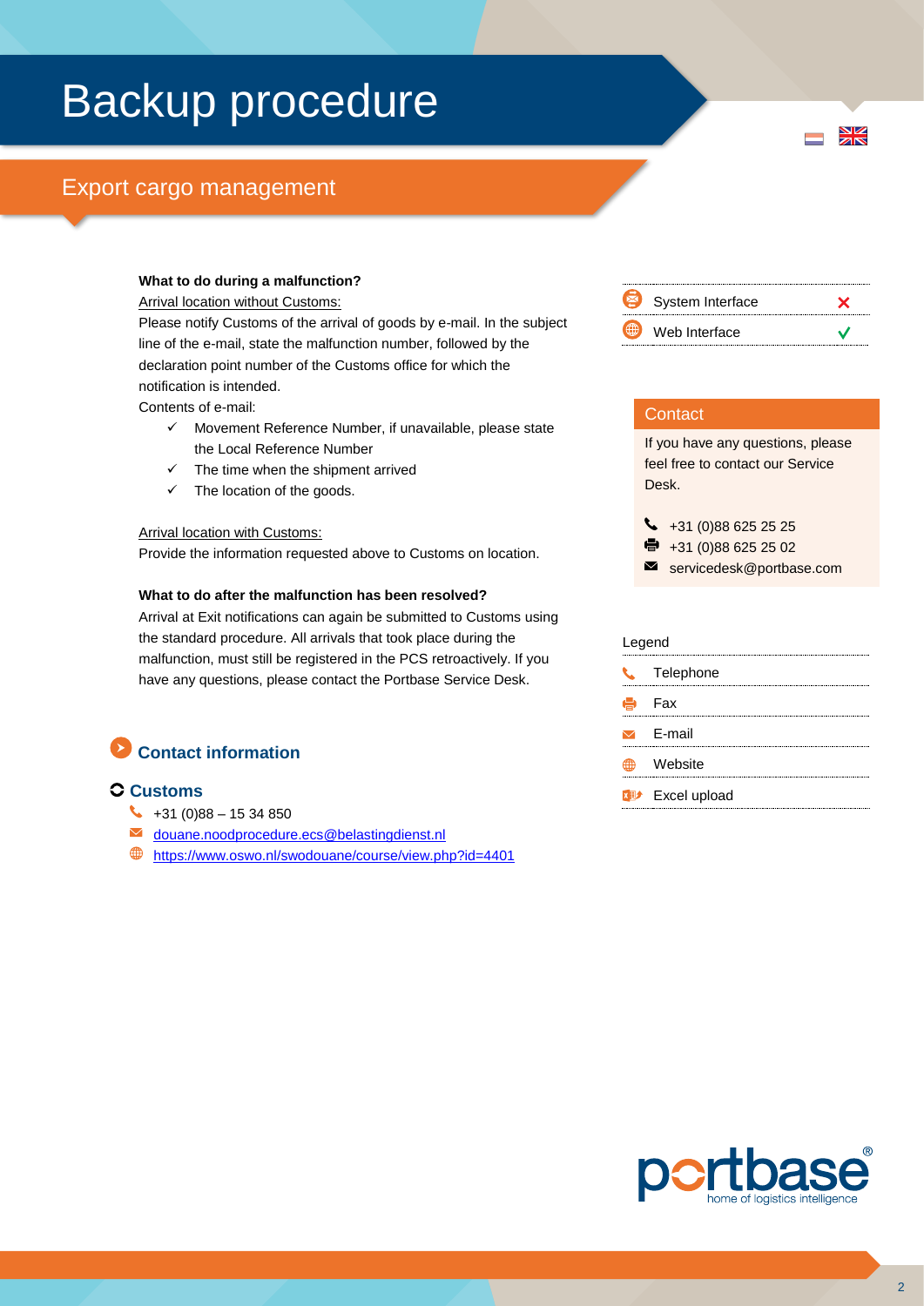# Backup procedure

## Export cargo management

**What to do during a malfunction?**

Arrival location without Customs:

Please notify Customs of the arrival of goods by e-mail. In the subject line of the e-mail, state the malfunction number, followed by the declaration point number of the Customs office for which the notification is intended.

Contents of e-mail:

- ✓ Movement Reference Number, if unavailable, please state the Local Reference Number
- ✓ The time when the shipment arrived
- ✓ The location of the goods.

Arrival location with Customs:

Provide the information requested above to Customs on location.

**What to do after the malfunction has been resolved?**

Arrival at Exit notifications can again be submitted to Customs using the standard procedure. All arrivals that took place during the malfunction, must still be registered in the PCS retroactively. If you have any questions, please contact the Portbase Service Desk.

### Contact information

#### Customs

- Telephone: +31 (0)88 – 15 34 850
- E-mail: douane.noodprocedure.ecs@belastingdienst.nl
- Website: https://www.oswo.nl/swodouane/course/view.php?id=4401

| | |
|---|---|
| System Interface | ✗ |
| Web Interface | ✓ |

**Contact**

If you have any questions, please feel free to contact our Service Desk.

- Telephone: +31 (0)88 625 25 25
- Fax: +31 (0)88 625 25 02
- E-mail: servicedesk@portbase.com

Legend

- Telephone
- Fax
- E-mail
- Website
- Excel upload

portbase®
home of logistics intelligence